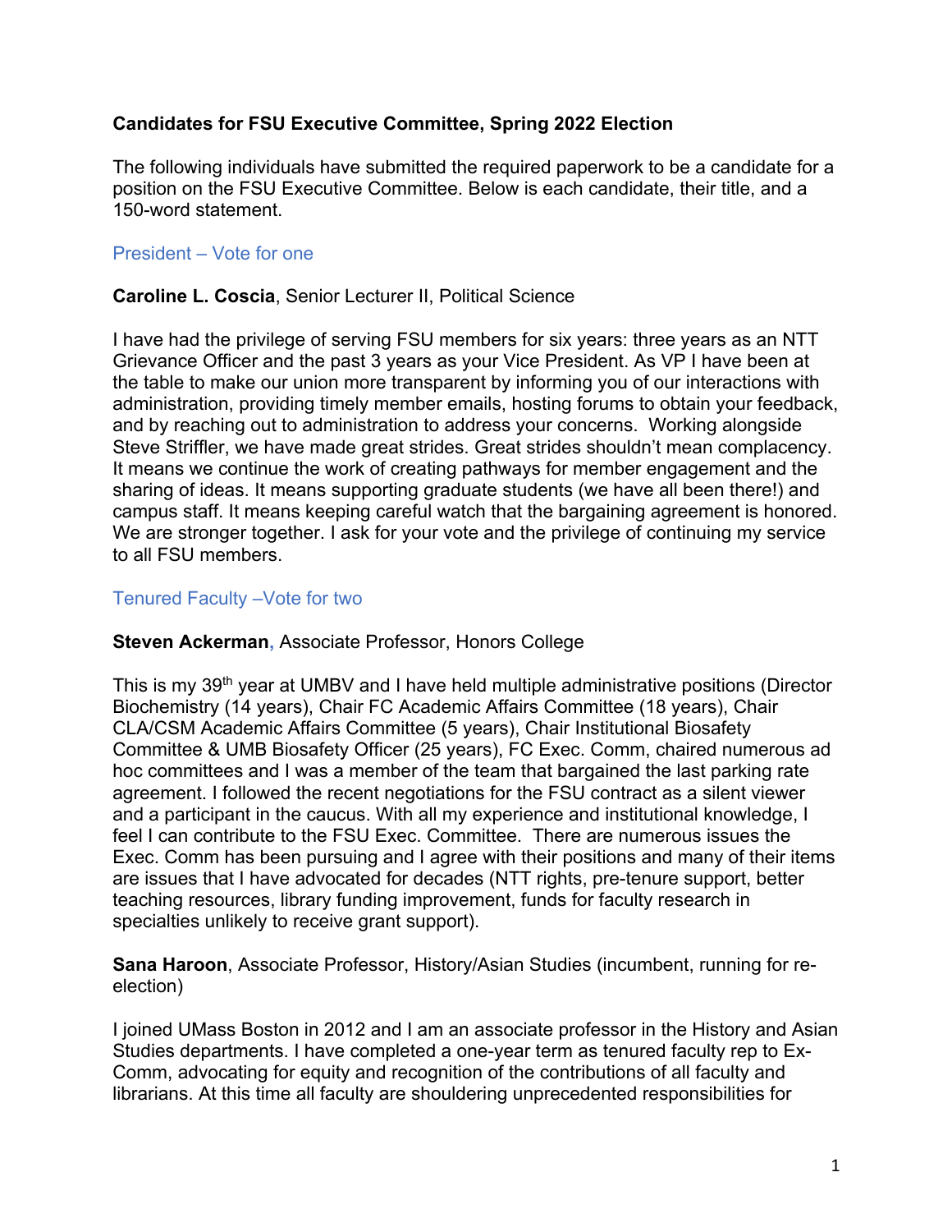**Candidates for FSU Executive Committee, Spring 2022 Election**

The following individuals have submitted the required paperwork to be a candidate for a position on the FSU Executive Committee. Below is each candidate, their title, and a 150-word statement.

## President – Vote for one

**Caroline L. Coscia**, Senior Lecturer II, Political Science

I have had the privilege of serving FSU members for six years: three years as an NTT Grievance Officer and the past 3 years as your Vice President. As VP I have been at the table to make our union more transparent by informing you of our interactions with administration, providing timely member emails, hosting forums to obtain your feedback, and by reaching out to administration to address your concerns. Working alongside Steve Striffler, we have made great strides. Great strides shouldn't mean complacency. It means we continue the work of creating pathways for member engagement and the sharing of ideas. It means supporting graduate students (we have all been there!) and campus staff. It means keeping careful watch that the bargaining agreement is honored. We are stronger together. I ask for your vote and the privilege of continuing my service to all FSU members.

## Tenured Faculty –Vote for two

**Steven Ackerman**, Associate Professor, Honors College

This is my 39th year at UMBV and I have held multiple administrative positions (Director Biochemistry (14 years), Chair FC Academic Affairs Committee (18 years), Chair CLA/CSM Academic Affairs Committee (5 years), Chair Institutional Biosafety Committee & UMB Biosafety Officer (25 years), FC Exec. Comm, chaired numerous ad hoc committees and I was a member of the team that bargained the last parking rate agreement. I followed the recent negotiations for the FSU contract as a silent viewer and a participant in the caucus. With all my experience and institutional knowledge, I feel I can contribute to the FSU Exec. Committee. There are numerous issues the Exec. Comm has been pursuing and I agree with their positions and many of their items are issues that I have advocated for decades (NTT rights, pre-tenure support, better teaching resources, library funding improvement, funds for faculty research in specialties unlikely to receive grant support).

**Sana Haroon**, Associate Professor, History/Asian Studies (incumbent, running for re-election)

I joined UMass Boston in 2012 and I am an associate professor in the History and Asian Studies departments. I have completed a one-year term as tenured faculty rep to Ex-Comm, advocating for equity and recognition of the contributions of all faculty and librarians. At this time all faculty are shouldering unprecedented responsibilities for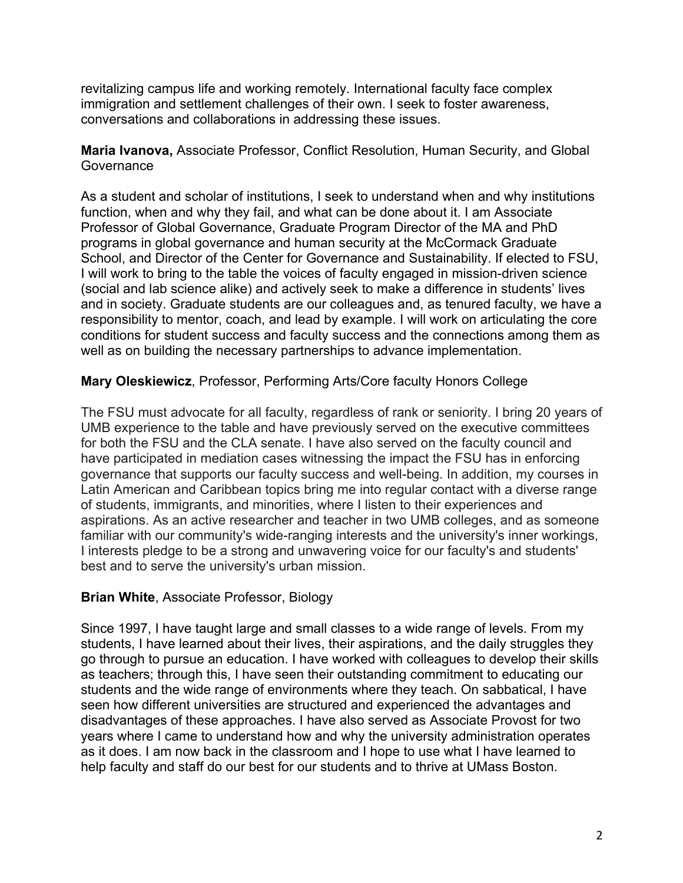revitalizing campus life and working remotely. International faculty face complex immigration and settlement challenges of their own. I seek to foster awareness, conversations and collaborations in addressing these issues.

**Maria Ivanova,** Associate Professor, Conflict Resolution, Human Security, and Global Governance

As a student and scholar of institutions, I seek to understand when and why institutions function, when and why they fail, and what can be done about it. I am Associate Professor of Global Governance, Graduate Program Director of the MA and PhD programs in global governance and human security at the McCormack Graduate School, and Director of the Center for Governance and Sustainability. If elected to FSU, I will work to bring to the table the voices of faculty engaged in mission-driven science (social and lab science alike) and actively seek to make a difference in students' lives and in society. Graduate students are our colleagues and, as tenured faculty, we have a responsibility to mentor, coach, and lead by example. I will work on articulating the core conditions for student success and faculty success and the connections among them as well as on building the necessary partnerships to advance implementation.

**Mary Oleskiewicz**, Professor, Performing Arts/Core faculty Honors College

The FSU must advocate for all faculty, regardless of rank or seniority. I bring 20 years of UMB experience to the table and have previously served on the executive committees for both the FSU and the CLA senate. I have also served on the faculty council and have participated in mediation cases witnessing the impact the FSU has in enforcing governance that supports our faculty success and well-being. In addition, my courses in Latin American and Caribbean topics bring me into regular contact with a diverse range of students, immigrants, and minorities, where I listen to their experiences and aspirations. As an active researcher and teacher in two UMB colleges, and as someone familiar with our community's wide-ranging interests and the university's inner workings, I interests pledge to be a strong and unwavering voice for our faculty's and students' best and to serve the university's urban mission.

**Brian White**, Associate Professor, Biology

Since 1997, I have taught large and small classes to a wide range of levels. From my students, I have learned about their lives, their aspirations, and the daily struggles they go through to pursue an education. I have worked with colleagues to develop their skills as teachers; through this, I have seen their outstanding commitment to educating our students and the wide range of environments where they teach. On sabbatical, I have seen how different universities are structured and experienced the advantages and disadvantages of these approaches. I have also served as Associate Provost for two years where I came to understand how and why the university administration operates as it does. I am now back in the classroom and I hope to use what I have learned to help faculty and staff do our best for our students and to thrive at UMass Boston.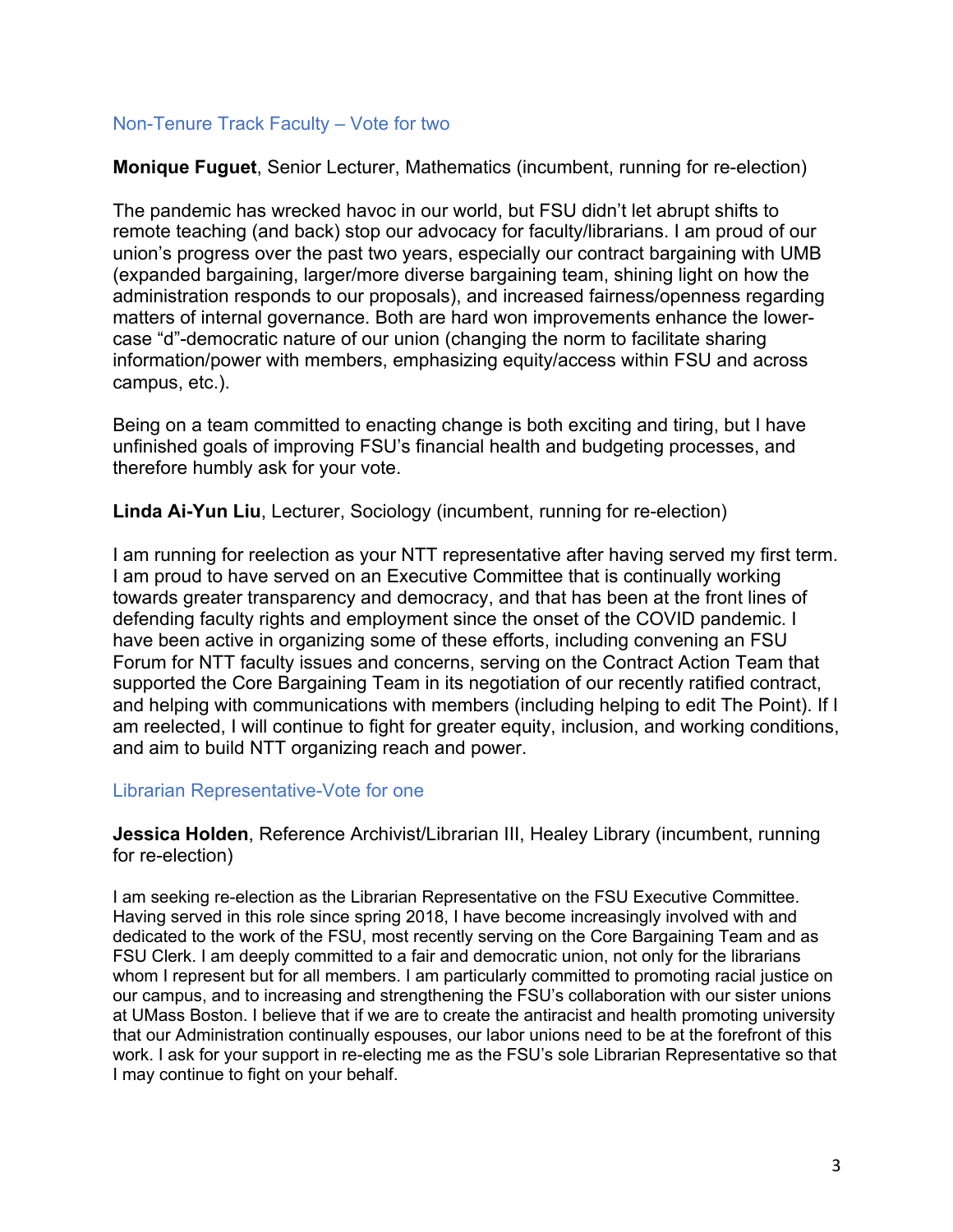## Non-Tenure Track Faculty – Vote for two

**Monique Fuguet**, Senior Lecturer, Mathematics (incumbent, running for re-election)

The pandemic has wrecked havoc in our world, but FSU didn't let abrupt shifts to remote teaching (and back) stop our advocacy for faculty/librarians. I am proud of our union's progress over the past two years, especially our contract bargaining with UMB (expanded bargaining, larger/more diverse bargaining team, shining light on how the administration responds to our proposals), and increased fairness/openness regarding matters of internal governance. Both are hard won improvements enhance the lower-case "d"-democratic nature of our union (changing the norm to facilitate sharing information/power with members, emphasizing equity/access within FSU and across campus, etc.).

Being on a team committed to enacting change is both exciting and tiring, but I have unfinished goals of improving FSU's financial health and budgeting processes, and therefore humbly ask for your vote.

**Linda Ai-Yun Liu**, Lecturer, Sociology (incumbent, running for re-election)

I am running for reelection as your NTT representative after having served my first term. I am proud to have served on an Executive Committee that is continually working towards greater transparency and democracy, and that has been at the front lines of defending faculty rights and employment since the onset of the COVID pandemic. I have been active in organizing some of these efforts, including convening an FSU Forum for NTT faculty issues and concerns, serving on the Contract Action Team that supported the Core Bargaining Team in its negotiation of our recently ratified contract, and helping with communications with members (including helping to edit The Point). If I am reelected, I will continue to fight for greater equity, inclusion, and working conditions, and aim to build NTT organizing reach and power.

## Librarian Representative-Vote for one

**Jessica Holden**, Reference Archivist/Librarian III, Healey Library (incumbent, running for re-election)

I am seeking re-election as the Librarian Representative on the FSU Executive Committee. Having served in this role since spring 2018, I have become increasingly involved with and dedicated to the work of the FSU, most recently serving on the Core Bargaining Team and as FSU Clerk. I am deeply committed to a fair and democratic union, not only for the librarians whom I represent but for all members. I am particularly committed to promoting racial justice on our campus, and to increasing and strengthening the FSU's collaboration with our sister unions at UMass Boston. I believe that if we are to create the antiracist and health promoting university that our Administration continually espouses, our labor unions need to be at the forefront of this work. I ask for your support in re-electing me as the FSU's sole Librarian Representative so that I may continue to fight on your behalf.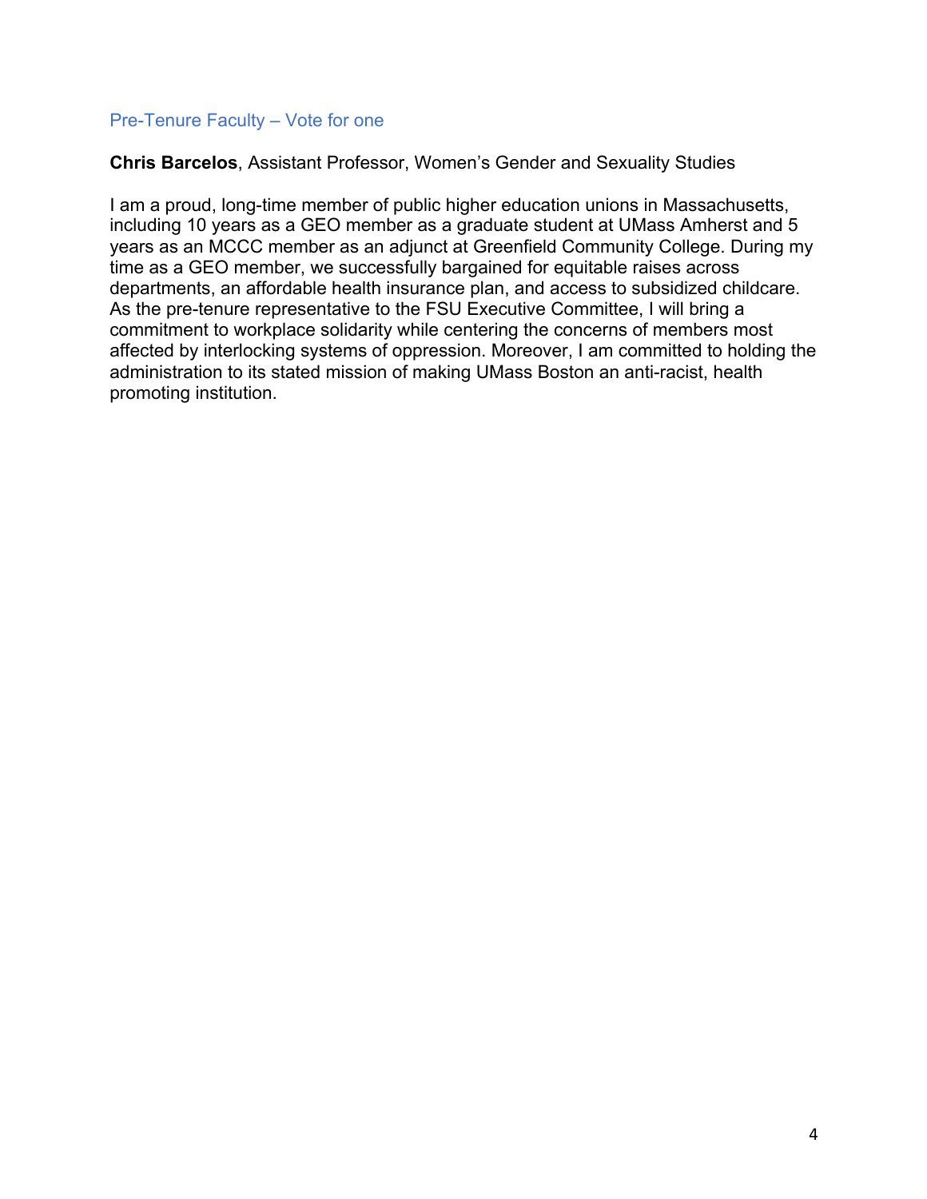## Pre-Tenure Faculty – Vote for one

**Chris Barcelos**, Assistant Professor, Women's Gender and Sexuality Studies

I am a proud, long-time member of public higher education unions in Massachusetts, including 10 years as a GEO member as a graduate student at UMass Amherst and 5 years as an MCCC member as an adjunct at Greenfield Community College. During my time as a GEO member, we successfully bargained for equitable raises across departments, an affordable health insurance plan, and access to subsidized childcare. As the pre-tenure representative to the FSU Executive Committee, I will bring a commitment to workplace solidarity while centering the concerns of members most affected by interlocking systems of oppression. Moreover, I am committed to holding the administration to its stated mission of making UMass Boston an anti-racist, health promoting institution.